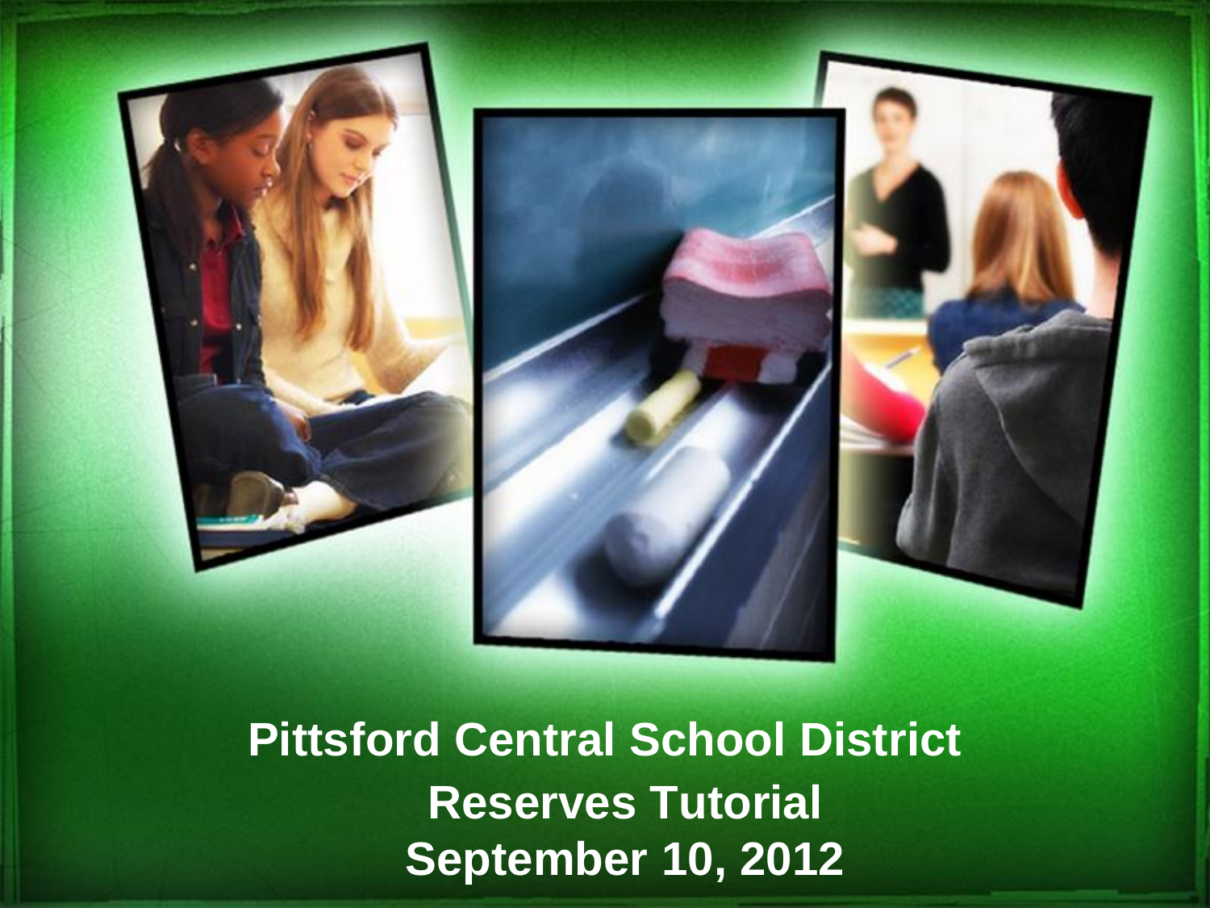# Pittsford Central School District

## Reserves Tutorial

## September 10, 2012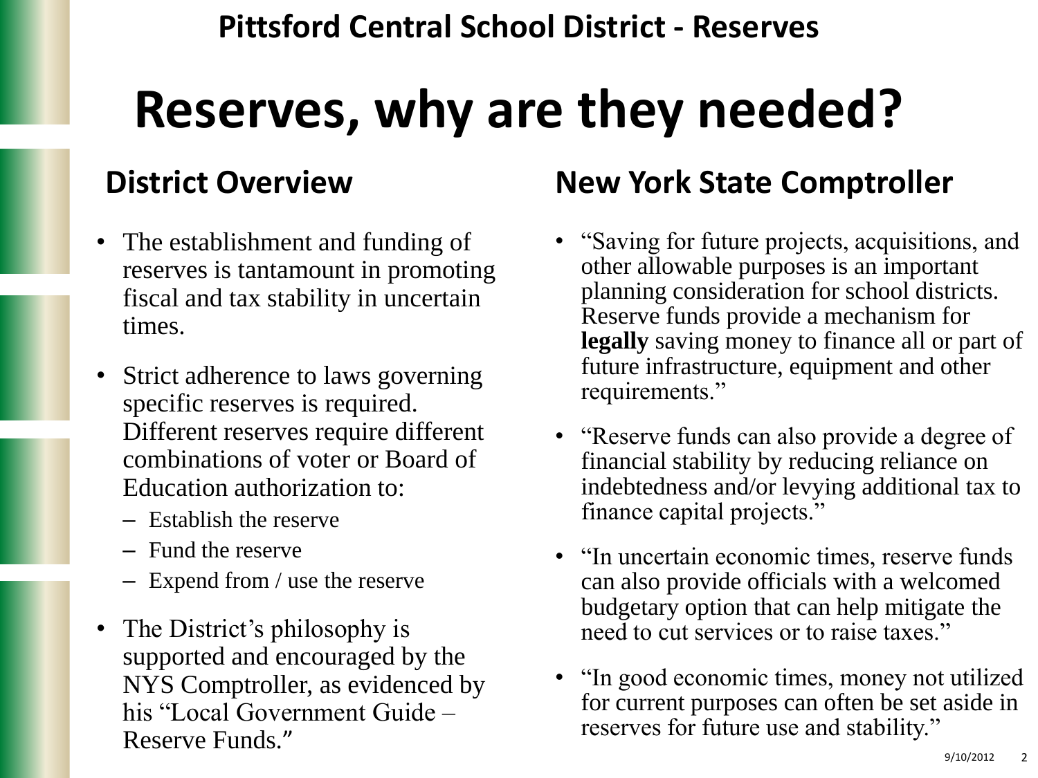Pittsford Central School District - Reserves

# Reserves, why are they needed?

## District Overview

- The establishment and funding of reserves is tantamount in promoting fiscal and tax stability in uncertain times.
- Strict adherence to laws governing specific reserves is required. Different reserves require different combinations of voter or Board of Education authorization to:
  - Establish the reserve
  - Fund the reserve
  - Expend from / use the reserve
- The District's philosophy is supported and encouraged by the NYS Comptroller, as evidenced by his "Local Government Guide – Reserve Funds."

## New York State Comptroller

- "Saving for future projects, acquisitions, and other allowable purposes is an important planning consideration for school districts. Reserve funds provide a mechanism for **legally** saving money to finance all or part of future infrastructure, equipment and other requirements."
- "Reserve funds can also provide a degree of financial stability by reducing reliance on indebtedness and/or levying additional tax to finance capital projects."
- "In uncertain economic times, reserve funds can also provide officials with a welcomed budgetary option that can help mitigate the need to cut services or to raise taxes."
- "In good economic times, money not utilized for current purposes can often be set aside in reserves for future use and stability."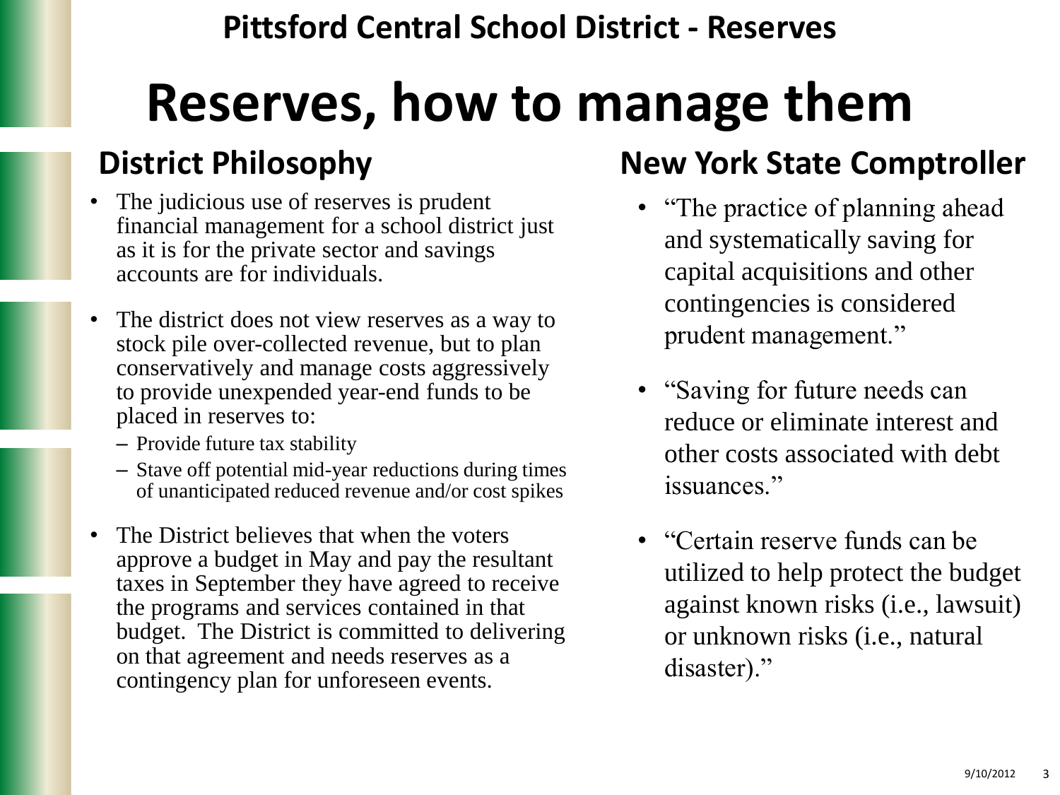Pittsford Central School District - Reserves

# Reserves, how to manage them

## District Philosophy

- The judicious use of reserves is prudent financial management for a school district just as it is for the private sector and savings accounts are for individuals.
- The district does not view reserves as a way to stock pile over-collected revenue, but to plan conservatively and manage costs aggressively to provide unexpended year-end funds to be placed in reserves to:
  - Provide future tax stability
  - Stave off potential mid-year reductions during times of unanticipated reduced revenue and/or cost spikes
- The District believes that when the voters approve a budget in May and pay the resultant taxes in September they have agreed to receive the programs and services contained in that budget. The District is committed to delivering on that agreement and needs reserves as a contingency plan for unforeseen events.

## New York State Comptroller

- "The practice of planning ahead and systematically saving for capital acquisitions and other contingencies is considered prudent management."
- "Saving for future needs can reduce or eliminate interest and other costs associated with debt issuances."
- "Certain reserve funds can be utilized to help protect the budget against known risks (i.e., lawsuit) or unknown risks (i.e., natural disaster)."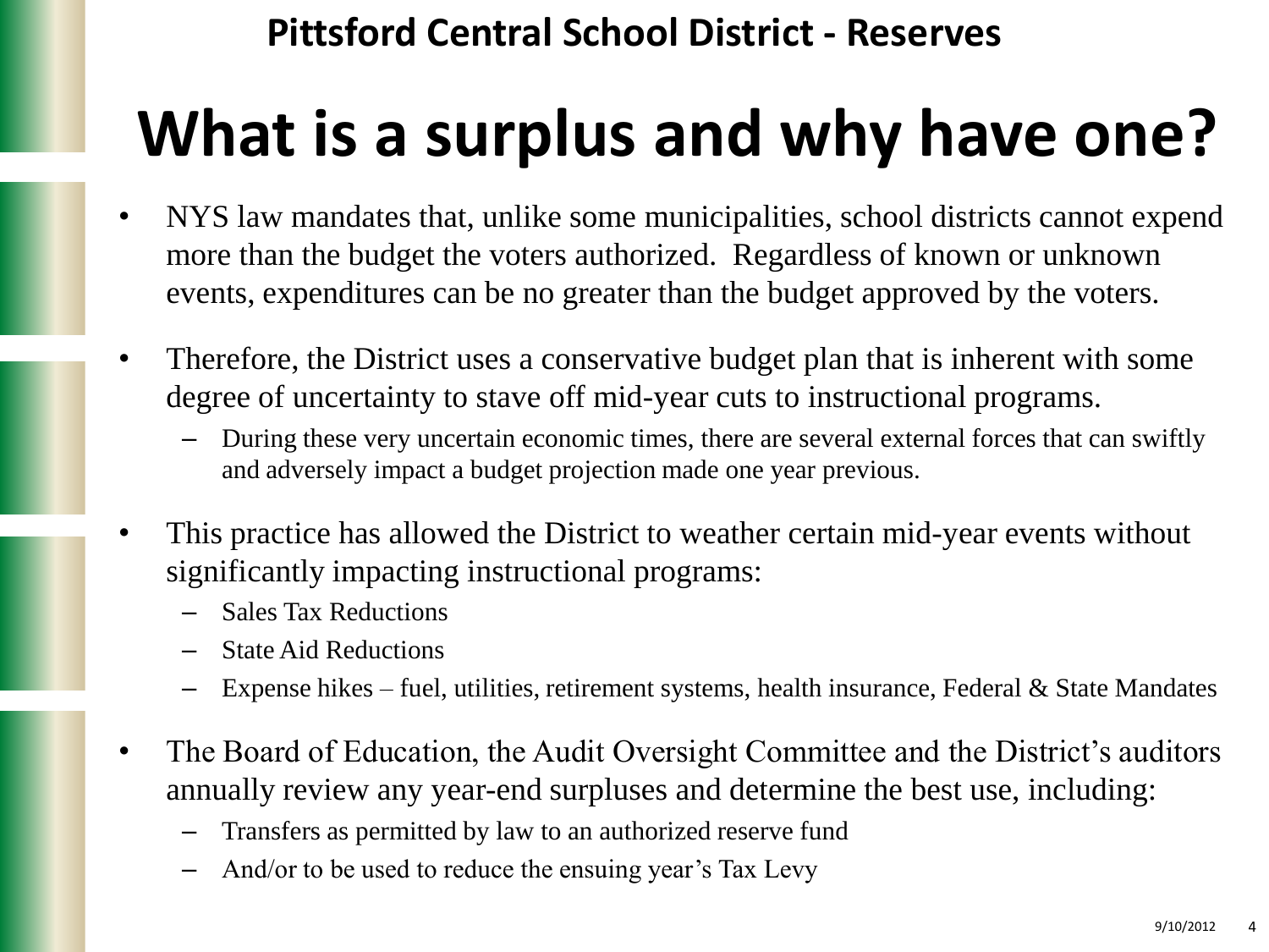**Pittsford Central School District - Reserves**

# What is a surplus and why have one?

- NYS law mandates that, unlike some municipalities, school districts cannot expend more than the budget the voters authorized. Regardless of known or unknown events, expenditures can be no greater than the budget approved by the voters.
- Therefore, the District uses a conservative budget plan that is inherent with some degree of uncertainty to stave off mid-year cuts to instructional programs.
  - During these very uncertain economic times, there are several external forces that can swiftly and adversely impact a budget projection made one year previous.
- This practice has allowed the District to weather certain mid-year events without significantly impacting instructional programs:
  - Sales Tax Reductions
  - State Aid Reductions
  - Expense hikes – fuel, utilities, retirement systems, health insurance, Federal & State Mandates
- The Board of Education, the Audit Oversight Committee and the District's auditors annually review any year-end surpluses and determine the best use, including:
  - Transfers as permitted by law to an authorized reserve fund
  - And/or to be used to reduce the ensuing year's Tax Levy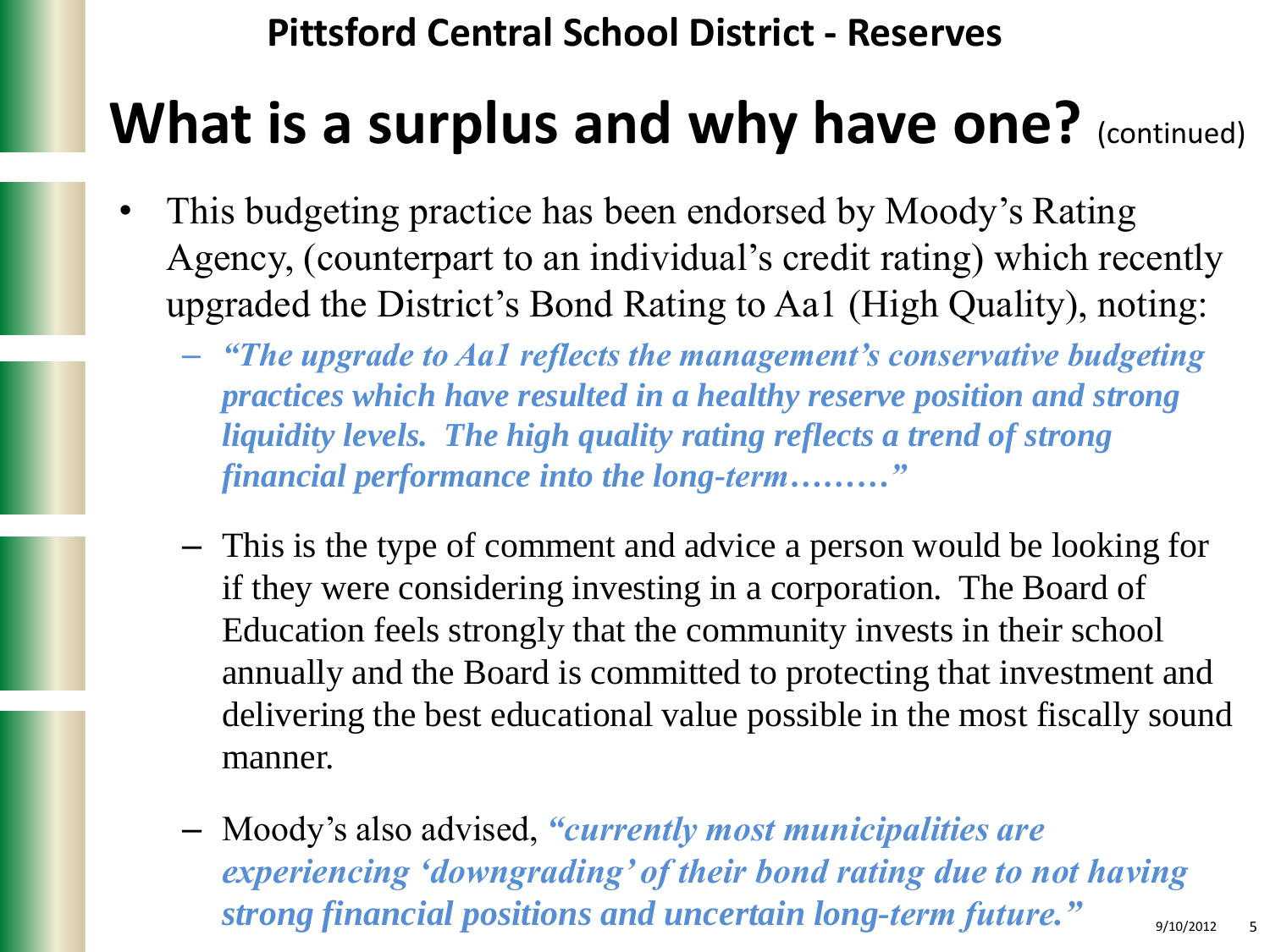**Pittsford Central School District - Reserves**

# What is a surplus and why have one? (continued)

- This budgeting practice has been endorsed by Moody's Rating Agency, (counterpart to an individual's credit rating) which recently upgraded the District's Bond Rating to Aa1 (High Quality), noting:
  - ***"The upgrade to Aa1 reflects the management's conservative budgeting practices which have resulted in a healthy reserve position and strong liquidity levels. The high quality rating reflects a trend of strong financial performance into the long-term………"***
  - This is the type of comment and advice a person would be looking for if they were considering investing in a corporation. The Board of Education feels strongly that the community invests in their school annually and the Board is committed to protecting that investment and delivering the best educational value possible in the most fiscally sound manner.
  - Moody's also advised, ***"currently most municipalities are experiencing 'downgrading' of their bond rating due to not having strong financial positions and uncertain long-term future."***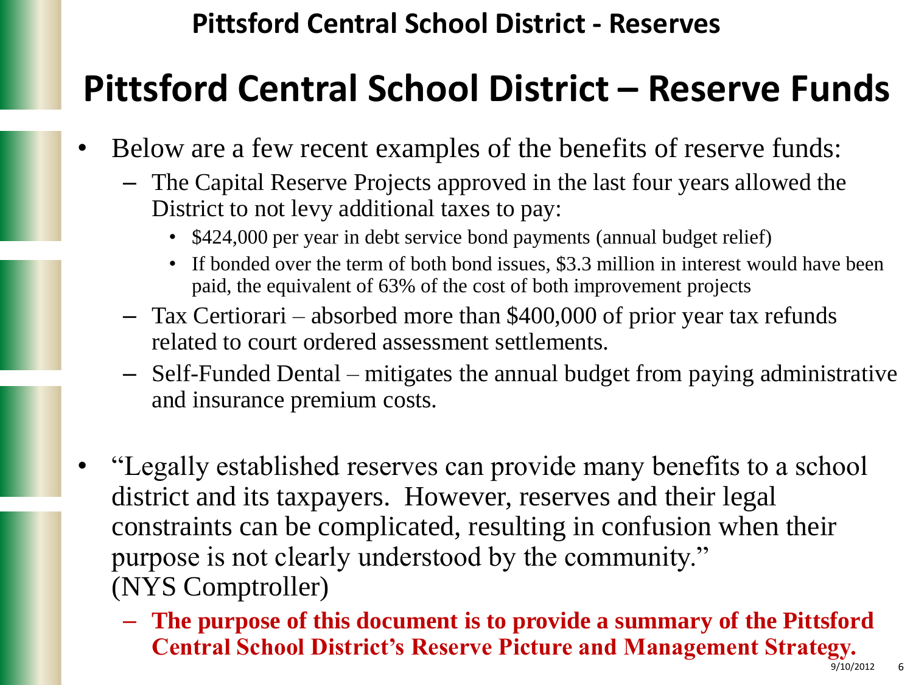# Pittsford Central School District – Reserve Funds

- Below are a few recent examples of the benefits of reserve funds:
  - The Capital Reserve Projects approved in the last four years allowed the District to not levy additional taxes to pay:
    - $424,000 per year in debt service bond payments (annual budget relief)
    - If bonded over the term of both bond issues, $3.3 million in interest would have been paid, the equivalent of 63% of the cost of both improvement projects
  - Tax Certiorari – absorbed more than $400,000 of prior year tax refunds related to court ordered assessment settlements.
  - Self-Funded Dental – mitigates the annual budget from paying administrative and insurance premium costs.

- "Legally established reserves can provide many benefits to a school district and its taxpayers. However, reserves and their legal constraints can be complicated, resulting in confusion when their purpose is not clearly understood by the community." (NYS Comptroller)
  - **The purpose of this document is to provide a summary of the Pittsford Central School District's Reserve Picture and Management Strategy.**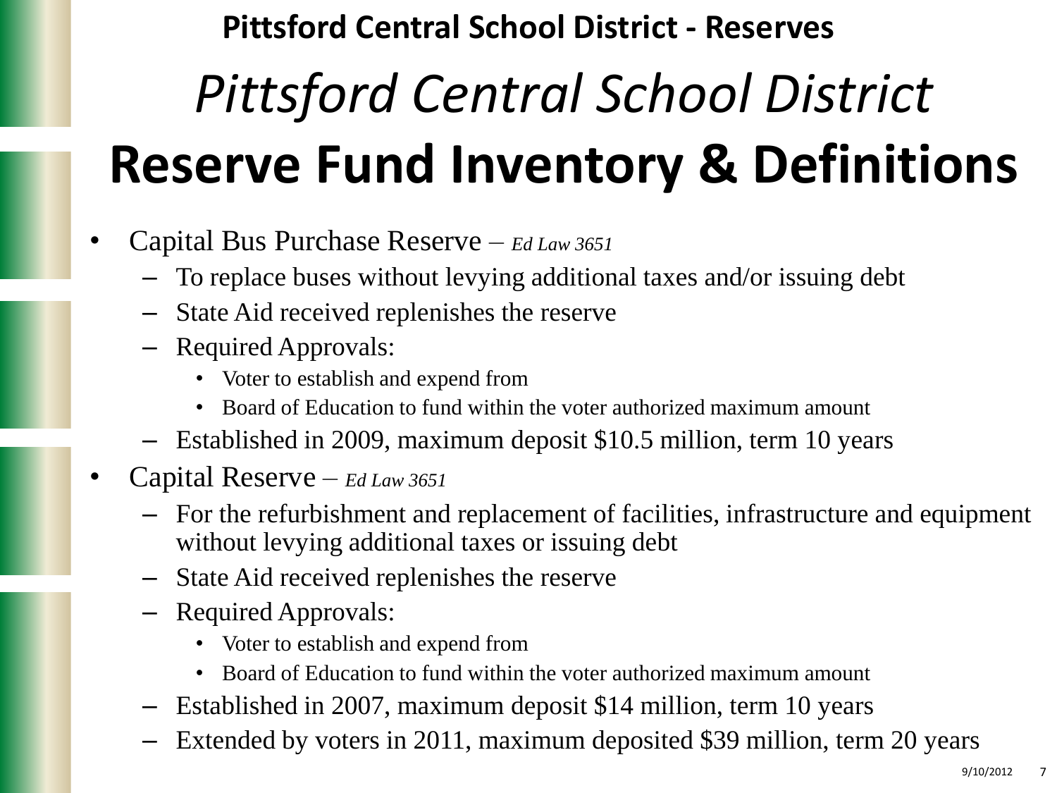**Pittsford Central School District - Reserves**

# *Pittsford Central School District*
# Reserve Fund Inventory & Definitions

- Capital Bus Purchase Reserve – *Ed Law 3651*
  - To replace buses without levying additional taxes and/or issuing debt
  - State Aid received replenishes the reserve
  - Required Approvals:
    - Voter to establish and expend from
    - Board of Education to fund within the voter authorized maximum amount
  - Established in 2009, maximum deposit $10.5 million, term 10 years
- Capital Reserve – *Ed Law 3651*
  - For the refurbishment and replacement of facilities, infrastructure and equipment without levying additional taxes or issuing debt
  - State Aid received replenishes the reserve
  - Required Approvals:
    - Voter to establish and expend from
    - Board of Education to fund within the voter authorized maximum amount
  - Established in 2007, maximum deposit $14 million, term 10 years
  - Extended by voters in 2011, maximum deposited $39 million, term 20 years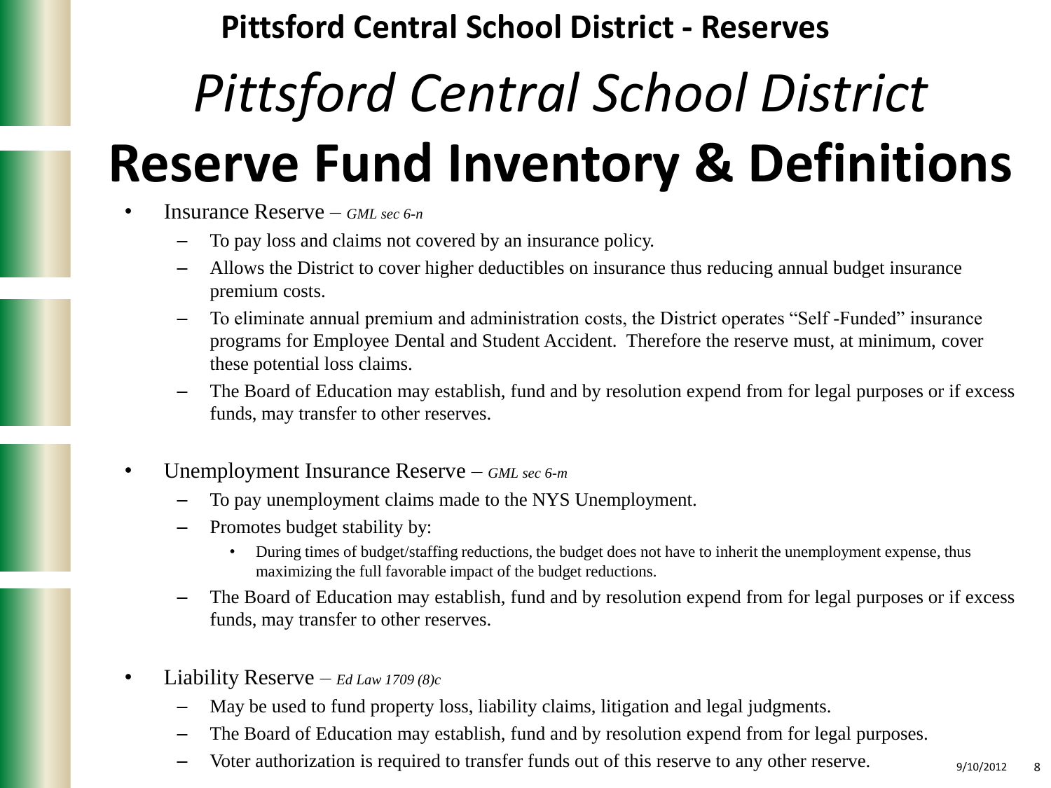**Pittsford Central School District - Reserves**

# *Pittsford Central School District*

# Reserve Fund Inventory & Definitions

- Insurance Reserve – *GML sec 6-n*
  - To pay loss and claims not covered by an insurance policy.
  - Allows the District to cover higher deductibles on insurance thus reducing annual budget insurance premium costs.
  - To eliminate annual premium and administration costs, the District operates "Self -Funded" insurance programs for Employee Dental and Student Accident. Therefore the reserve must, at minimum, cover these potential loss claims.
  - The Board of Education may establish, fund and by resolution expend from for legal purposes or if excess funds, may transfer to other reserves.

- Unemployment Insurance Reserve – *GML sec 6-m*
  - To pay unemployment claims made to the NYS Unemployment.
  - Promotes budget stability by:
    - During times of budget/staffing reductions, the budget does not have to inherit the unemployment expense, thus maximizing the full favorable impact of the budget reductions.
  - The Board of Education may establish, fund and by resolution expend from for legal purposes or if excess funds, may transfer to other reserves.

- Liability Reserve – *Ed Law 1709 (8)c*
  - May be used to fund property loss, liability claims, litigation and legal judgments.
  - The Board of Education may establish, fund and by resolution expend from for legal purposes.
  - Voter authorization is required to transfer funds out of this reserve to any other reserve.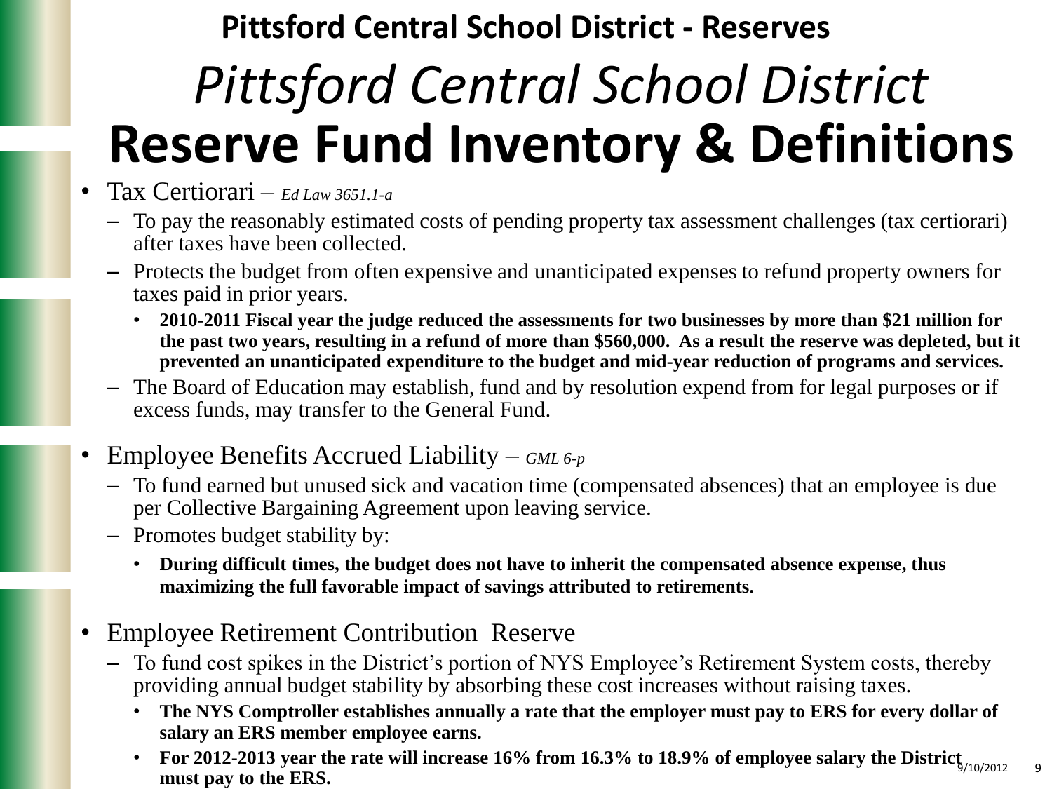**Pittsford Central School District - Reserves**

# *Pittsford Central School District*
# Reserve Fund Inventory & Definitions

- Tax Certiorari – *Ed Law 3651.1-a*
  - To pay the reasonably estimated costs of pending property tax assessment challenges (tax certiorari) after taxes have been collected.
  - Protects the budget from often expensive and unanticipated expenses to refund property owners for taxes paid in prior years.
    - **2010-2011 Fiscal year the judge reduced the assessments for two businesses by more than $21 million for the past two years, resulting in a refund of more than $560,000. As a result the reserve was depleted, but it prevented an unanticipated expenditure to the budget and mid-year reduction of programs and services.**
  - The Board of Education may establish, fund and by resolution expend from for legal purposes or if excess funds, may transfer to the General Fund.

- Employee Benefits Accrued Liability – *GML 6-p*
  - To fund earned but unused sick and vacation time (compensated absences) that an employee is due per Collective Bargaining Agreement upon leaving service.
  - Promotes budget stability by:
    - **During difficult times, the budget does not have to inherit the compensated absence expense, thus maximizing the full favorable impact of savings attributed to retirements.**

- Employee Retirement Contribution Reserve
  - To fund cost spikes in the District's portion of NYS Employee's Retirement System costs, thereby providing annual budget stability by absorbing these cost increases without raising taxes.
    - **The NYS Comptroller establishes annually a rate that the employer must pay to ERS for every dollar of salary an ERS member employee earns.**
    - **For 2012-2013 year the rate will increase 16% from 16.3% to 18.9% of employee salary the District must pay to the ERS.**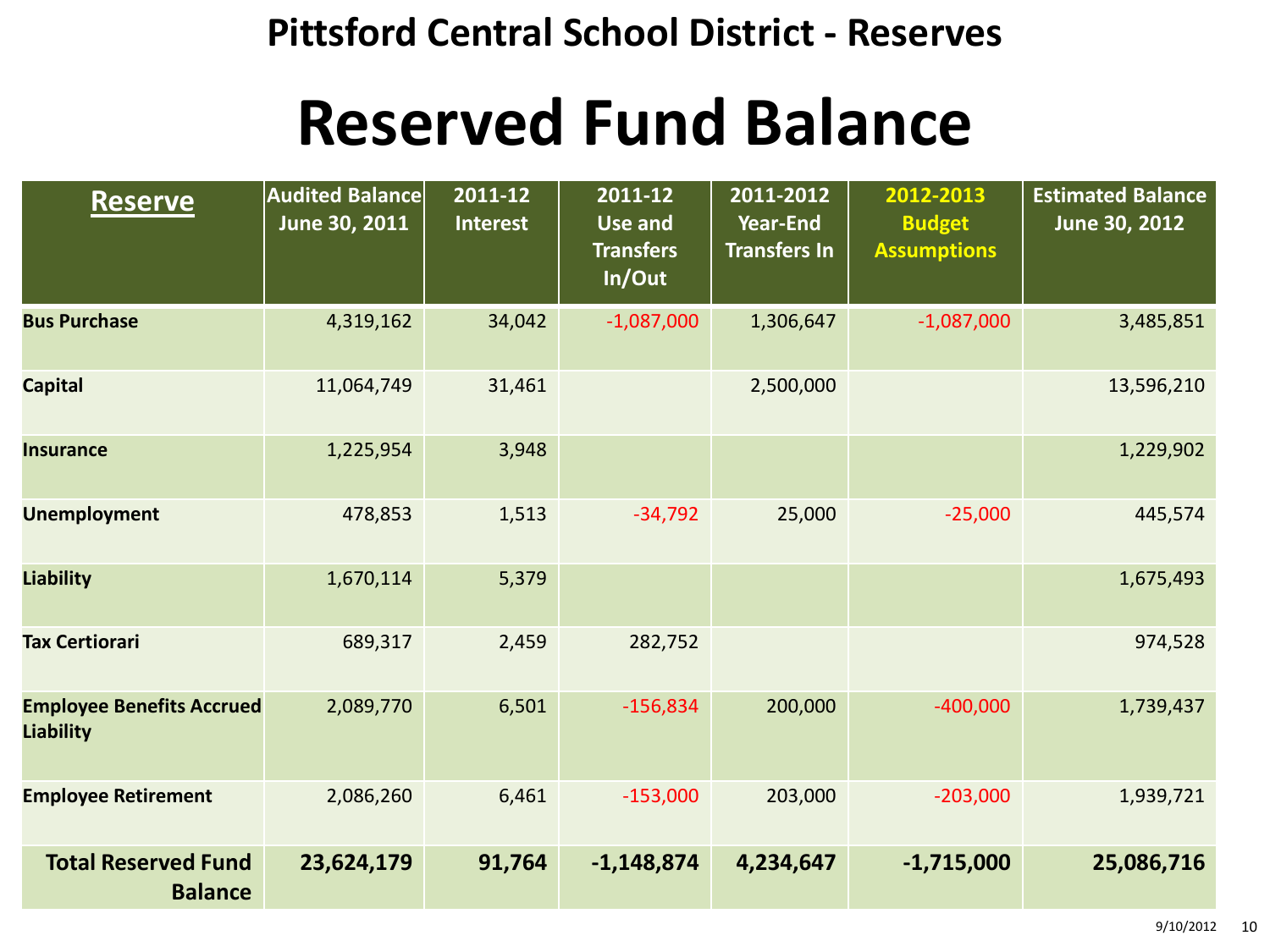# Pittsford Central School District - Reserves

## Reserved Fund Balance

| Reserve | Audited Balance June 30, 2011 | 2011-12 Interest | 2011-12 Use and Transfers In/Out | 2011-2012 Year-End Transfers In | 2012-2013 Budget Assumptions | Estimated Balance June 30, 2012 |
|---|---|---|---|---|---|---|
| **Bus Purchase** | 4,319,162 | 34,042 | -1,087,000 | 1,306,647 | -1,087,000 | 3,485,851 |
| **Capital** | 11,064,749 | 31,461 | | 2,500,000 | | 13,596,210 |
| **Insurance** | 1,225,954 | 3,948 | | | | 1,229,902 |
| **Unemployment** | 478,853 | 1,513 | -34,792 | 25,000 | -25,000 | 445,574 |
| **Liability** | 1,670,114 | 5,379 | | | | 1,675,493 |
| **Tax Certiorari** | 689,317 | 2,459 | 282,752 | | | 974,528 |
| **Employee Benefits Accrued Liability** | 2,089,770 | 6,501 | -156,834 | 200,000 | -400,000 | 1,739,437 |
| **Employee Retirement** | 2,086,260 | 6,461 | -153,000 | 203,000 | -203,000 | 1,939,721 |
| **Total Reserved Fund Balance** | **23,624,179** | **91,764** | **-1,148,874** | **4,234,647** | **-1,715,000** | **25,086,716** |

9/10/2012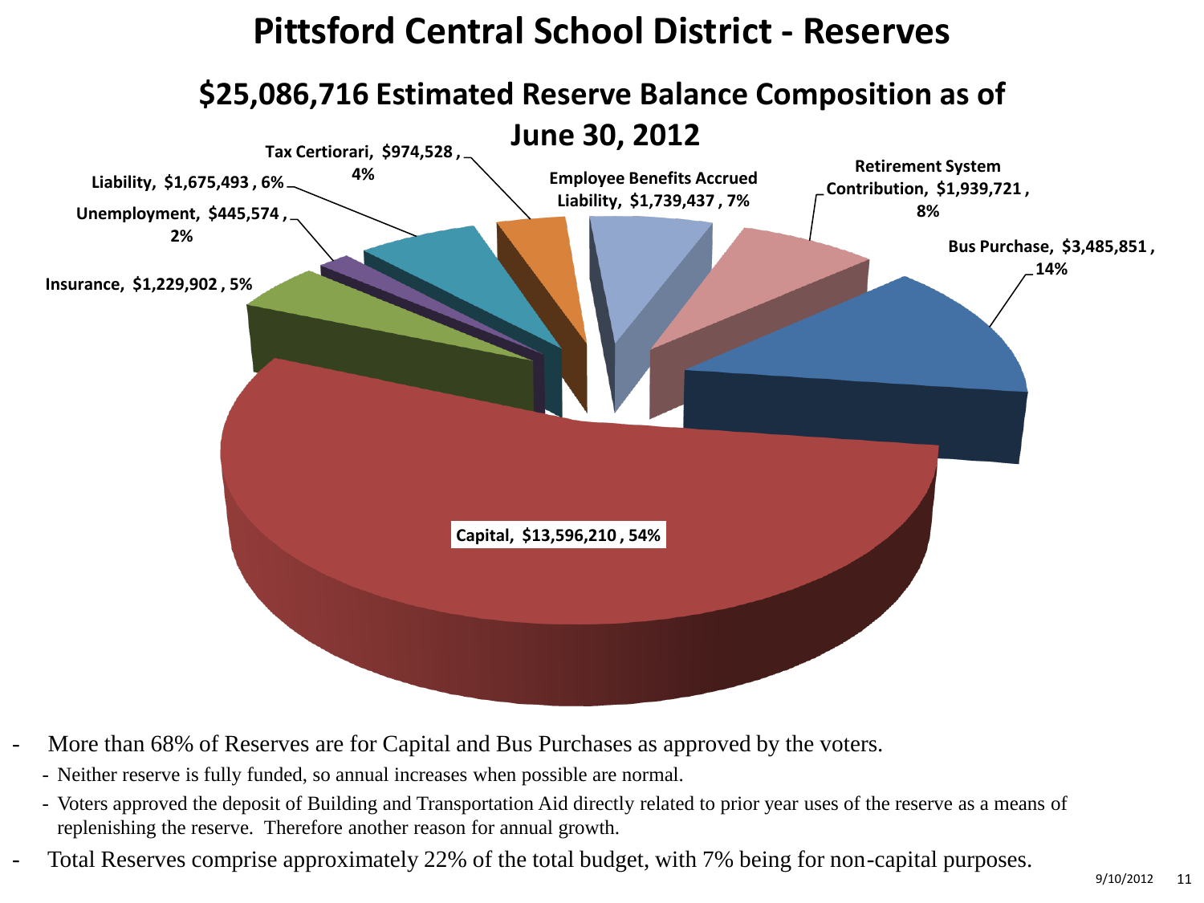# Pittsford Central School District - Reserves

## $25,086,716 Estimated Reserve Balance Composition as of June 30, 2012

- Capital, $13,596,210 , 54%
- Bus Purchase, $3,485,851 , 14%
- Retirement System Contribution, $1,939,721 , 8%
- Employee Benefits Accrued Liability, $1,739,437 , 7%
- Tax Certiorari, $974,528 , 4%
- Liability, $1,675,493 , 6%
- Unemployment, $445,574 , 2%
- Insurance, $1,229,902 , 5%

- More than 68% of Reserves are for Capital and Bus Purchases as approved by the voters.
  - Neither reserve is fully funded, so annual increases when possible are normal.
  - Voters approved the deposit of Building and Transportation Aid directly related to prior year uses of the reserve as a means of replenishing the reserve. Therefore another reason for annual growth.
- Total Reserves comprise approximately 22% of the total budget, with 7% being for non-capital purposes.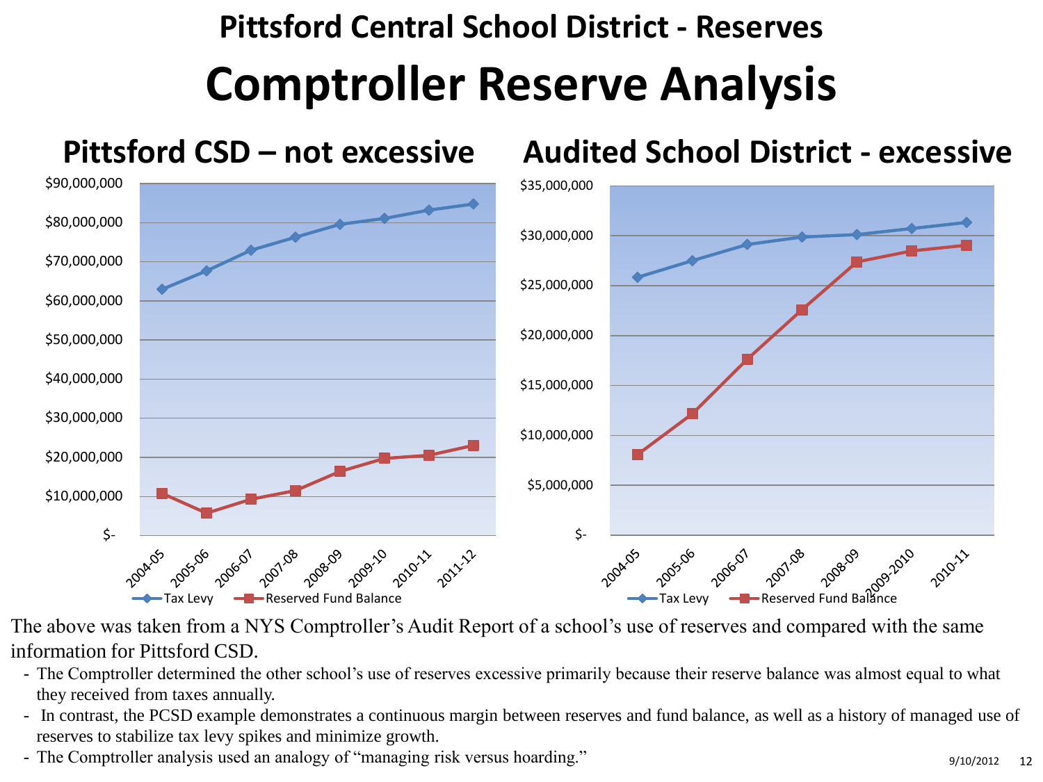# Pittsford Central School District - Reserves

# Comptroller Reserve Analysis

## Pittsford CSD – not excessive

## Audited School District - excessive

The above was taken from a NYS Comptroller's Audit Report of a school's use of reserves and compared with the same information for Pittsford CSD.

- The Comptroller determined the other school's use of reserves excessive primarily because their reserve balance was almost equal to what they received from taxes annually.
- In contrast, the PCSD example demonstrates a continuous margin between reserves and fund balance, as well as a history of managed use of reserves to stabilize tax levy spikes and minimize growth.
- The Comptroller analysis used an analogy of "managing risk versus hoarding."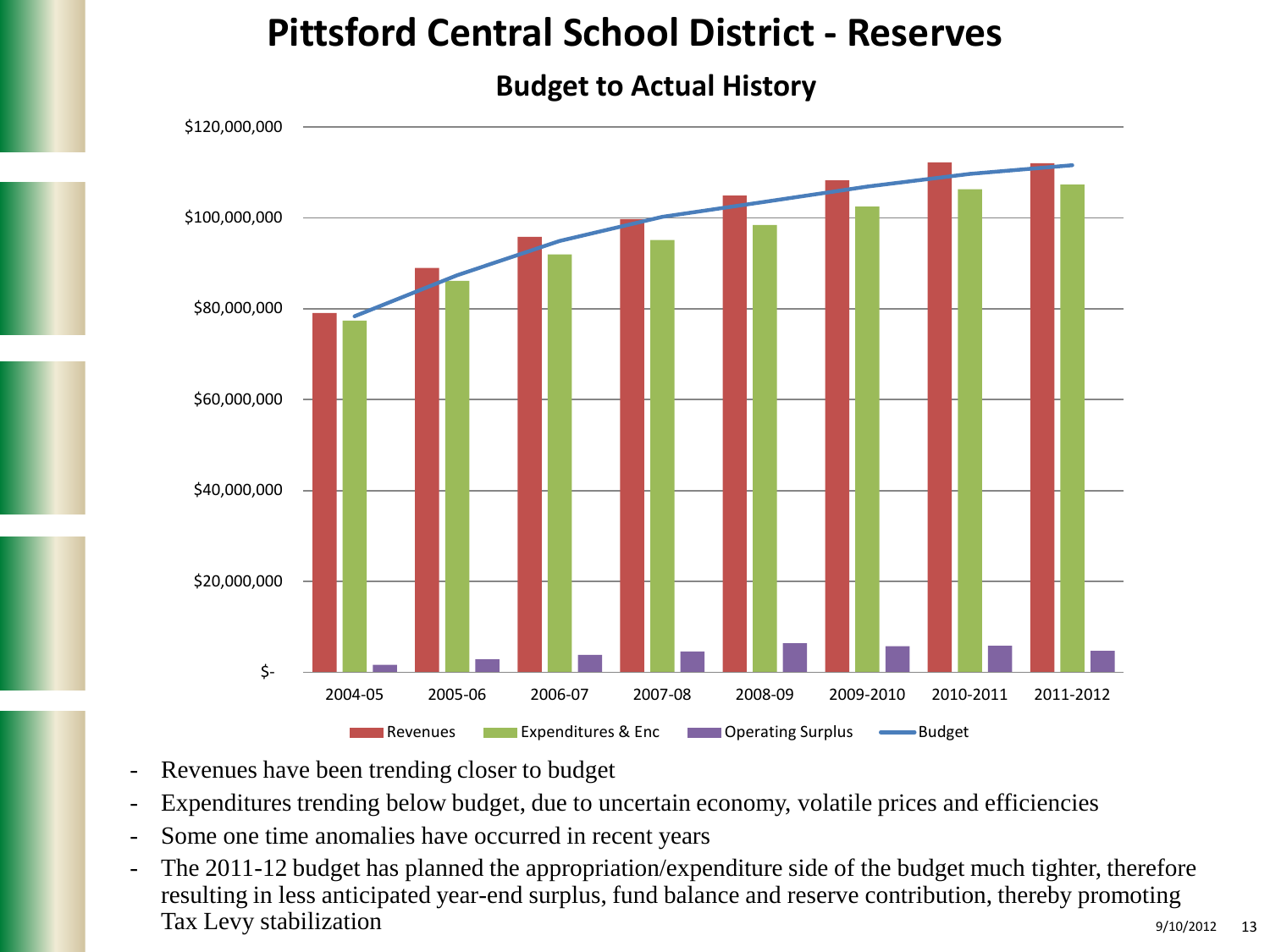# Pittsford Central School District - Reserves

## Budget to Actual History

$120,000,000
$100,000,000
$80,000,000
$60,000,000
$40,000,000
$20,000,000
$-

2004-05
2005-06
2006-07
2007-08
2008-09
2009-2010
2010-2011
2011-2012

Revenues
Expenditures & Enc
Operating Surplus
Budget

- Revenues have been trending closer to budget
- Expenditures trending below budget, due to uncertain economy, volatile prices and efficiencies
- Some one time anomalies have occurred in recent years
- The 2011-12 budget has planned the appropriation/expenditure side of the budget much tighter, therefore resulting in less anticipated year-end surplus, fund balance and reserve contribution, thereby promoting Tax Levy stabilization

9/10/2012